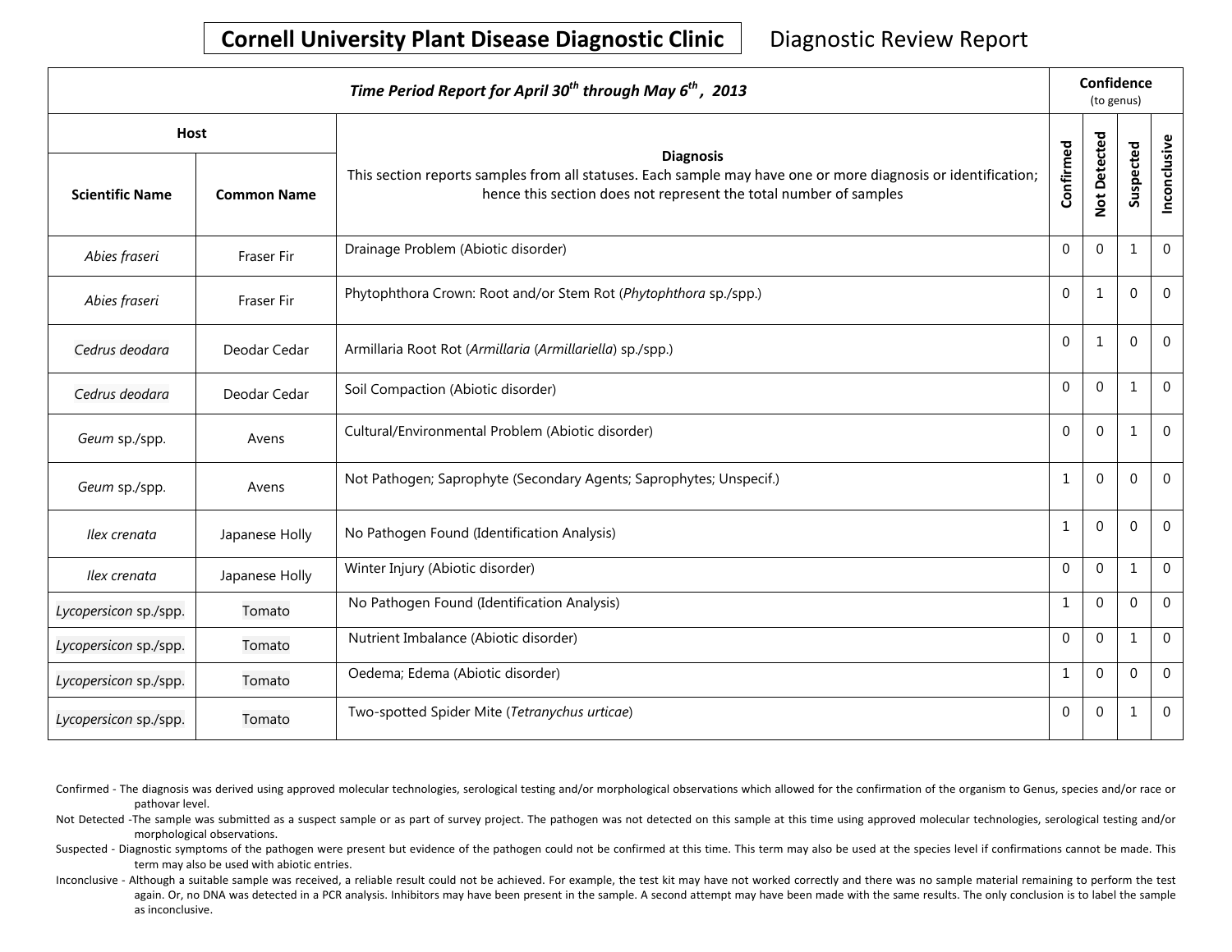# Cornell University Plant Disease Diagnostic Clinic

Diagnostic Review Report

| Time Period Report for April 30th through May 6th, 2013 | | | Confidence (to genus) | | | |
|---|---|---|---|---|---|---|
| **Host** | | **Diagnosis** This section reports samples from all statuses. Each sample may have one or more diagnosis or identification; hence this section does not represent the total number of samples | | | | |
| **Scientific Name** | **Common Name** | | **Confirmed** | **Not Detected** | **Suspected** | **Inconclusive** |
| *Abies fraseri* | Fraser Fir | Drainage Problem (Abiotic disorder) | 0 | 0 | 1 | 0 |
| *Abies fraseri* | Fraser Fir | Phytophthora Crown: Root and/or Stem Rot (*Phytophthora* sp./spp.) | 0 | 1 | 0 | 0 |
| *Cedrus deodara* | Deodar Cedar | Armillaria Root Rot (*Armillaria* (*Armillariella*) sp./spp.) | 0 | 1 | 0 | 0 |
| *Cedrus deodara* | Deodar Cedar | Soil Compaction (Abiotic disorder) | 0 | 0 | 1 | 0 |
| *Geum* sp./spp. | Avens | Cultural/Environmental Problem (Abiotic disorder) | 0 | 0 | 1 | 0 |
| *Geum* sp./spp. | Avens | Not Pathogen; Saprophyte (Secondary Agents; Saprophytes; Unspecif.) | 1 | 0 | 0 | 0 |
| *Ilex crenata* | Japanese Holly | No Pathogen Found (Identification Analysis) | 1 | 0 | 0 | 0 |
| *Ilex crenata* | Japanese Holly | Winter Injury (Abiotic disorder) | 0 | 0 | 1 | 0 |
| *Lycopersicon* sp./spp. | Tomato | No Pathogen Found (Identification Analysis) | 1 | 0 | 0 | 0 |
| *Lycopersicon* sp./spp. | Tomato | Nutrient Imbalance (Abiotic disorder) | 0 | 0 | 1 | 0 |
| *Lycopersicon* sp./spp. | Tomato | Oedema; Edema (Abiotic disorder) | 1 | 0 | 0 | 0 |
| *Lycopersicon* sp./spp. | Tomato | Two-spotted Spider Mite (*Tetranychus urticae*) | 0 | 0 | 1 | 0 |

Confirmed - The diagnosis was derived using approved molecular technologies, serological testing and/or morphological observations which allowed for the confirmation of the organism to Genus, species and/or race or pathovar level.

Not Detected -The sample was submitted as a suspect sample or as part of survey project. The pathogen was not detected on this sample at this time using approved molecular technologies, serological testing and/or morphological observations.

Suspected - Diagnostic symptoms of the pathogen were present but evidence of the pathogen could not be confirmed at this time. This term may also be used at the species level if confirmations cannot be made. This term may also be used with abiotic entries.

Inconclusive - Although a suitable sample was received, a reliable result could not be achieved. For example, the test kit may have not worked correctly and there was no sample material remaining to perform the test again. Or, no DNA was detected in a PCR analysis. Inhibitors may have been present in the sample. A second attempt may have been made with the same results. The only conclusion is to label the sample as inconclusive.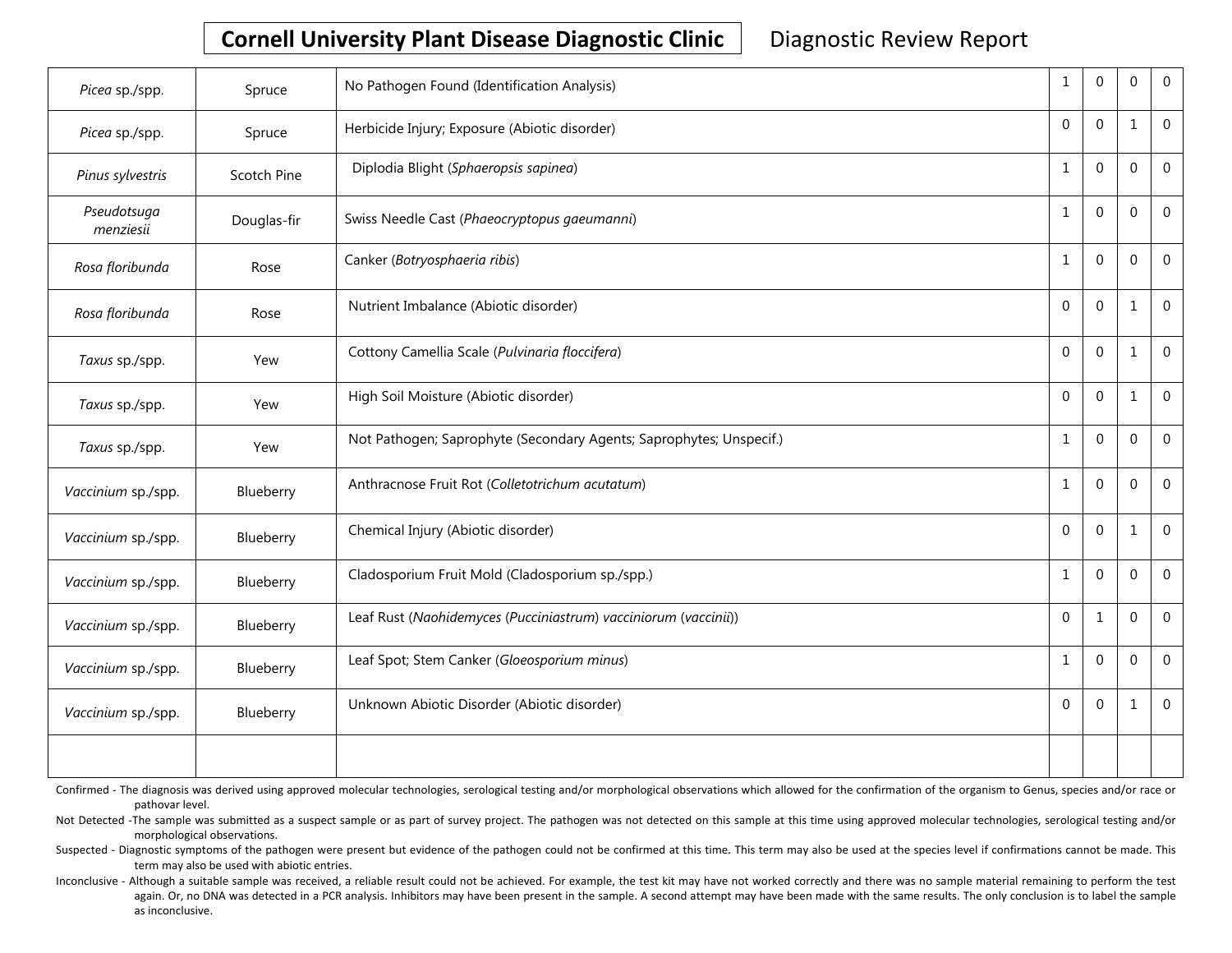# Cornell University Plant Disease Diagnostic Clinic

Diagnostic Review Report

| | | | | | | |
|---|---|---|---|---|---|---|
| *Picea* sp./spp. | Spruce | No Pathogen Found (Identification Analysis) | 1 | 0 | 0 | 0 |
| *Picea* sp./spp. | Spruce | Herbicide Injury; Exposure (Abiotic disorder) | 0 | 0 | 1 | 0 |
| *Pinus sylvestris* | Scotch Pine | Diplodia Blight (*Sphaeropsis sapinea*) | 1 | 0 | 0 | 0 |
| *Pseudotsuga menziesii* | Douglas-fir | Swiss Needle Cast (*Phaeocryptopus gaeumanni*) | 1 | 0 | 0 | 0 |
| *Rosa floribunda* | Rose | Canker (*Botryosphaeria ribis*) | 1 | 0 | 0 | 0 |
| *Rosa floribunda* | Rose | Nutrient Imbalance (Abiotic disorder) | 0 | 0 | 1 | 0 |
| *Taxus* sp./spp. | Yew | Cottony Camellia Scale (*Pulvinaria floccifera*) | 0 | 0 | 1 | 0 |
| *Taxus* sp./spp. | Yew | High Soil Moisture (Abiotic disorder) | 0 | 0 | 1 | 0 |
| *Taxus* sp./spp. | Yew | Not Pathogen; Saprophyte (Secondary Agents; Saprophytes; Unspecif.) | 1 | 0 | 0 | 0 |
| *Vaccinium* sp./spp. | Blueberry | Anthracnose Fruit Rot (*Colletotrichum acutatum*) | 1 | 0 | 0 | 0 |
| *Vaccinium* sp./spp. | Blueberry | Chemical Injury (Abiotic disorder) | 0 | 0 | 1 | 0 |
| *Vaccinium* sp./spp. | Blueberry | Cladosporium Fruit Mold (Cladosporium sp./spp.) | 1 | 0 | 0 | 0 |
| *Vaccinium* sp./spp. | Blueberry | Leaf Rust (*Naohidemyces* (*Pucciniastrum*) *vacciniorum* (*vaccinii*)) | 0 | 1 | 0 | 0 |
| *Vaccinium* sp./spp. | Blueberry | Leaf Spot; Stem Canker (*Gloeosporium minus*) | 1 | 0 | 0 | 0 |
| *Vaccinium* sp./spp. | Blueberry | Unknown Abiotic Disorder (Abiotic disorder) | 0 | 0 | 1 | 0 |
| | | | | | | |

Confirmed - The diagnosis was derived using approved molecular technologies, serological testing and/or morphological observations which allowed for the confirmation of the organism to Genus, species and/or race or pathovar level.

Not Detected -The sample was submitted as a suspect sample or as part of survey project. The pathogen was not detected on this sample at this time using approved molecular technologies, serological testing and/or morphological observations.

Suspected - Diagnostic symptoms of the pathogen were present but evidence of the pathogen could not be confirmed at this time. This term may also be used at the species level if confirmations cannot be made. This term may also be used with abiotic entries.

Inconclusive - Although a suitable sample was received, a reliable result could not be achieved. For example, the test kit may have not worked correctly and there was no sample material remaining to perform the test again. Or, no DNA was detected in a PCR analysis. Inhibitors may have been present in the sample. A second attempt may have been made with the same results. The only conclusion is to label the sample as inconclusive.